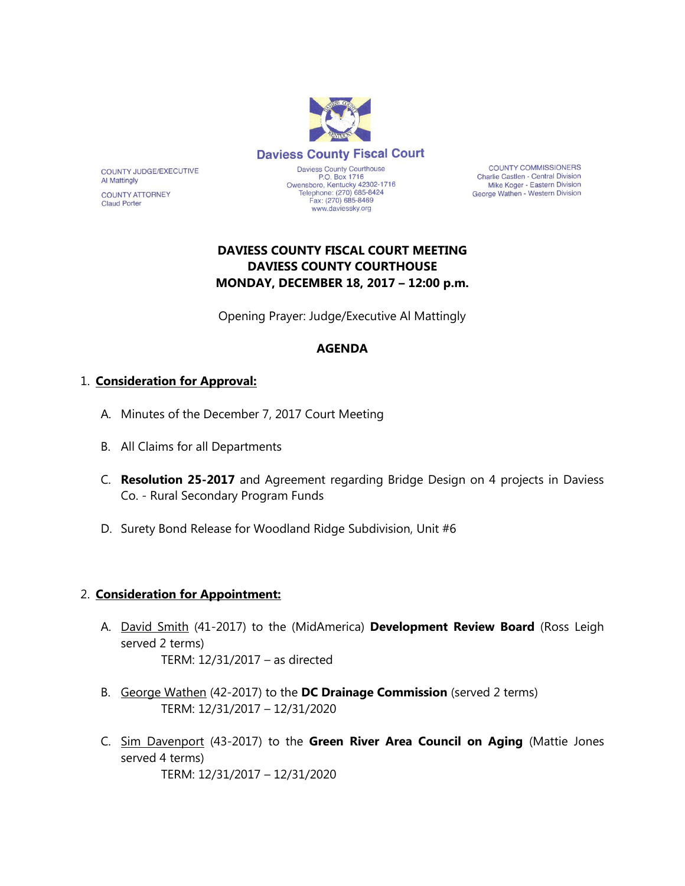**Daviess County Fiscal Court**

COUNTY JUDGE/EXECUTIVE
Al Mattingly

COUNTY ATTORNEY
Claud Porter

Daviess County Courthouse
P.O. Box 1716
Owensboro, Kentucky 42302-1716
Telephone: (270) 685-8424
Fax: (270) 685-8469
www.daviessky.org

COUNTY COMMISSIONERS
Charlie Castlen - Central Division
Mike Koger - Eastern Division
George Wathen - Western Division

**DAVIESS COUNTY FISCAL COURT MEETING**
**DAVIESS COUNTY COURTHOUSE**
**MONDAY, DECEMBER 18, 2017 – 12:00 p.m.**

Opening Prayer: Judge/Executive Al Mattingly

**AGENDA**

1. **Consideration for Approval:**

   A. Minutes of the December 7, 2017 Court Meeting

   B. All Claims for all Departments

   C. **Resolution 25-2017** and Agreement regarding Bridge Design on 4 projects in Daviess Co. - Rural Secondary Program Funds

   D. Surety Bond Release for Woodland Ridge Subdivision, Unit #6

2. **Consideration for Appointment:**

   A. David Smith (41-2017) to the (MidAmerica) **Development Review Board** (Ross Leigh served 2 terms)
      TERM: 12/31/2017 – as directed

   B. George Wathen (42-2017) to the **DC Drainage Commission** (served 2 terms)
      TERM: 12/31/2017 – 12/31/2020

   C. Sim Davenport (43-2017) to the **Green River Area Council on Aging** (Mattie Jones served 4 terms)
      TERM: 12/31/2017 – 12/31/2020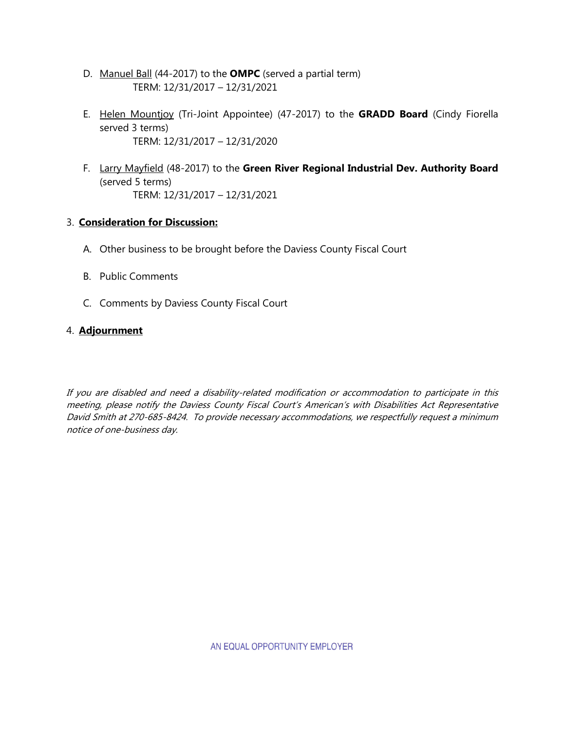D. Manuel Ball (44-2017) to the **OMPC** (served a partial term)
   TERM: 12/31/2017 – 12/31/2021

E. Helen Mountjoy (Tri-Joint Appointee) (47-2017) to the **GRADD Board** (Cindy Fiorella served 3 terms)
   TERM: 12/31/2017 – 12/31/2020

F. Larry Mayfield (48-2017) to the **Green River Regional Industrial Dev. Authority Board** (served 5 terms)
   TERM: 12/31/2017 – 12/31/2021

3. **Consideration for Discussion:**

   A. Other business to be brought before the Daviess County Fiscal Court

   B. Public Comments

   C. Comments by Daviess County Fiscal Court

4. **Adjournment**

*If you are disabled and need a disability-related modification or accommodation to participate in this meeting, please notify the Daviess County Fiscal Court's American's with Disabilities Act Representative David Smith at 270-685-8424. To provide necessary accommodations, we respectfully request a minimum notice of one-business day.*

AN EQUAL OPPORTUNITY EMPLOYER